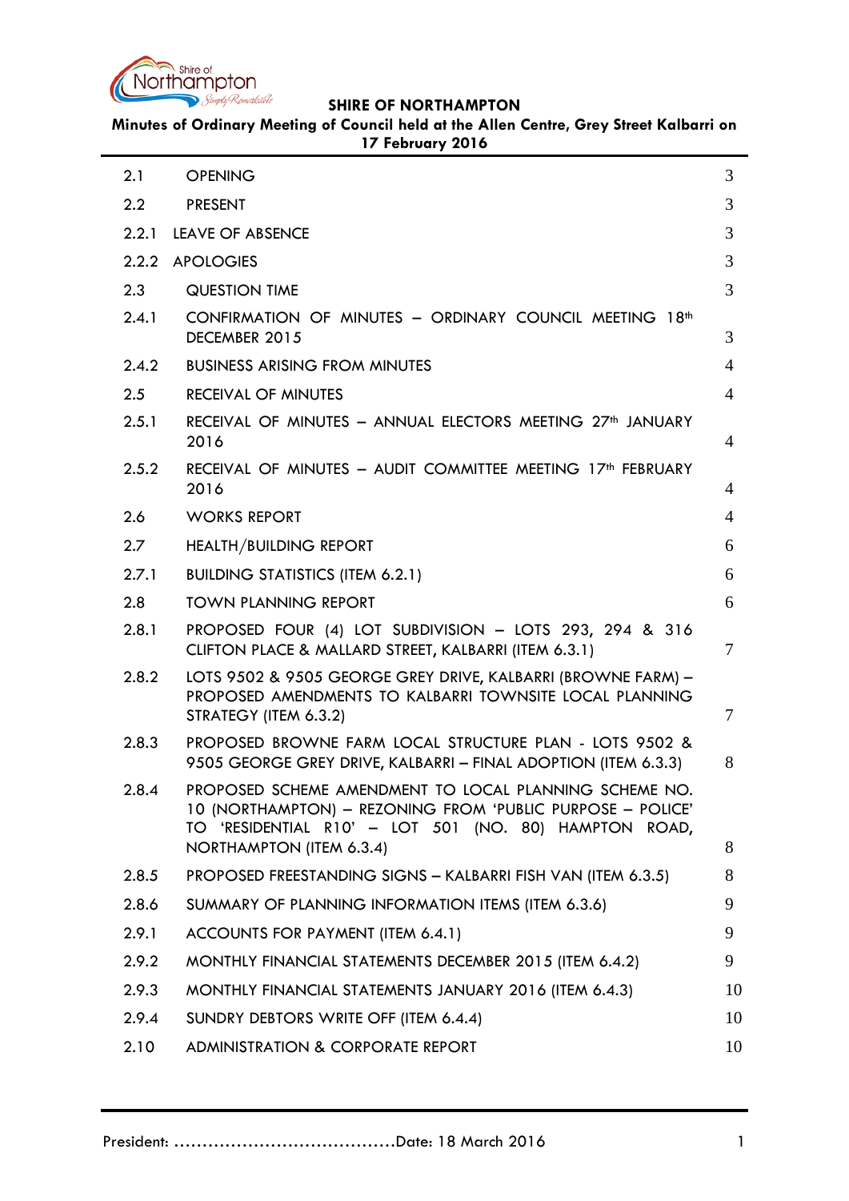**SHIRE OF NORTHAMPTON**

**Minutes of Ordinary Meeting of Council held at the Allen Centre, Grey Street Kalbarri on 17 February 2016**

| | | |
|---|---|---|
| 2.1 | OPENING | 3 |
| 2.2 | PRESENT | 3 |
| 2.2.1 | LEAVE OF ABSENCE | 3 |
| 2.2.2 | APOLOGIES | 3 |
| 2.3 | QUESTION TIME | 3 |
| 2.4.1 | CONFIRMATION OF MINUTES – ORDINARY COUNCIL MEETING 18th DECEMBER 2015 | 3 |
| 2.4.2 | BUSINESS ARISING FROM MINUTES | 4 |
| 2.5 | RECEIVAL OF MINUTES | 4 |
| 2.5.1 | RECEIVAL OF MINUTES – ANNUAL ELECTORS MEETING 27th JANUARY 2016 | 4 |
| 2.5.2 | RECEIVAL OF MINUTES – AUDIT COMMITTEE MEETING 17th FEBRUARY 2016 | 4 |
| 2.6 | WORKS REPORT | 4 |
| 2.7 | HEALTH/BUILDING REPORT | 6 |
| 2.7.1 | BUILDING STATISTICS (ITEM 6.2.1) | 6 |
| 2.8 | TOWN PLANNING REPORT | 6 |
| 2.8.1 | PROPOSED FOUR (4) LOT SUBDIVISION – LOTS 293, 294 & 316 CLIFTON PLACE & MALLARD STREET, KALBARRI (ITEM 6.3.1) | 7 |
| 2.8.2 | LOTS 9502 & 9505 GEORGE GREY DRIVE, KALBARRI (BROWNE FARM) – PROPOSED AMENDMENTS TO KALBARRI TOWNSITE LOCAL PLANNING STRATEGY (ITEM 6.3.2) | 7 |
| 2.8.3 | PROPOSED BROWNE FARM LOCAL STRUCTURE PLAN - LOTS 9502 & 9505 GEORGE GREY DRIVE, KALBARRI – FINAL ADOPTION (ITEM 6.3.3) | 8 |
| 2.8.4 | PROPOSED SCHEME AMENDMENT TO LOCAL PLANNING SCHEME NO. 10 (NORTHAMPTON) – REZONING FROM 'PUBLIC PURPOSE – POLICE' TO 'RESIDENTIAL R10' – LOT 501 (NO. 80) HAMPTON ROAD, NORTHAMPTON (ITEM 6.3.4) | 8 |
| 2.8.5 | PROPOSED FREESTANDING SIGNS – KALBARRI FISH VAN (ITEM 6.3.5) | 8 |
| 2.8.6 | SUMMARY OF PLANNING INFORMATION ITEMS (ITEM 6.3.6) | 9 |
| 2.9.1 | ACCOUNTS FOR PAYMENT (ITEM 6.4.1) | 9 |
| 2.9.2 | MONTHLY FINANCIAL STATEMENTS DECEMBER 2015 (ITEM 6.4.2) | 9 |
| 2.9.3 | MONTHLY FINANCIAL STATEMENTS JANUARY 2016 (ITEM 6.4.3) | 10 |
| 2.9.4 | SUNDRY DEBTORS WRITE OFF (ITEM 6.4.4) | 10 |
| 2.10 | ADMINISTRATION & CORPORATE REPORT | 10 |

President: ……………………………………Date: 18 March 2016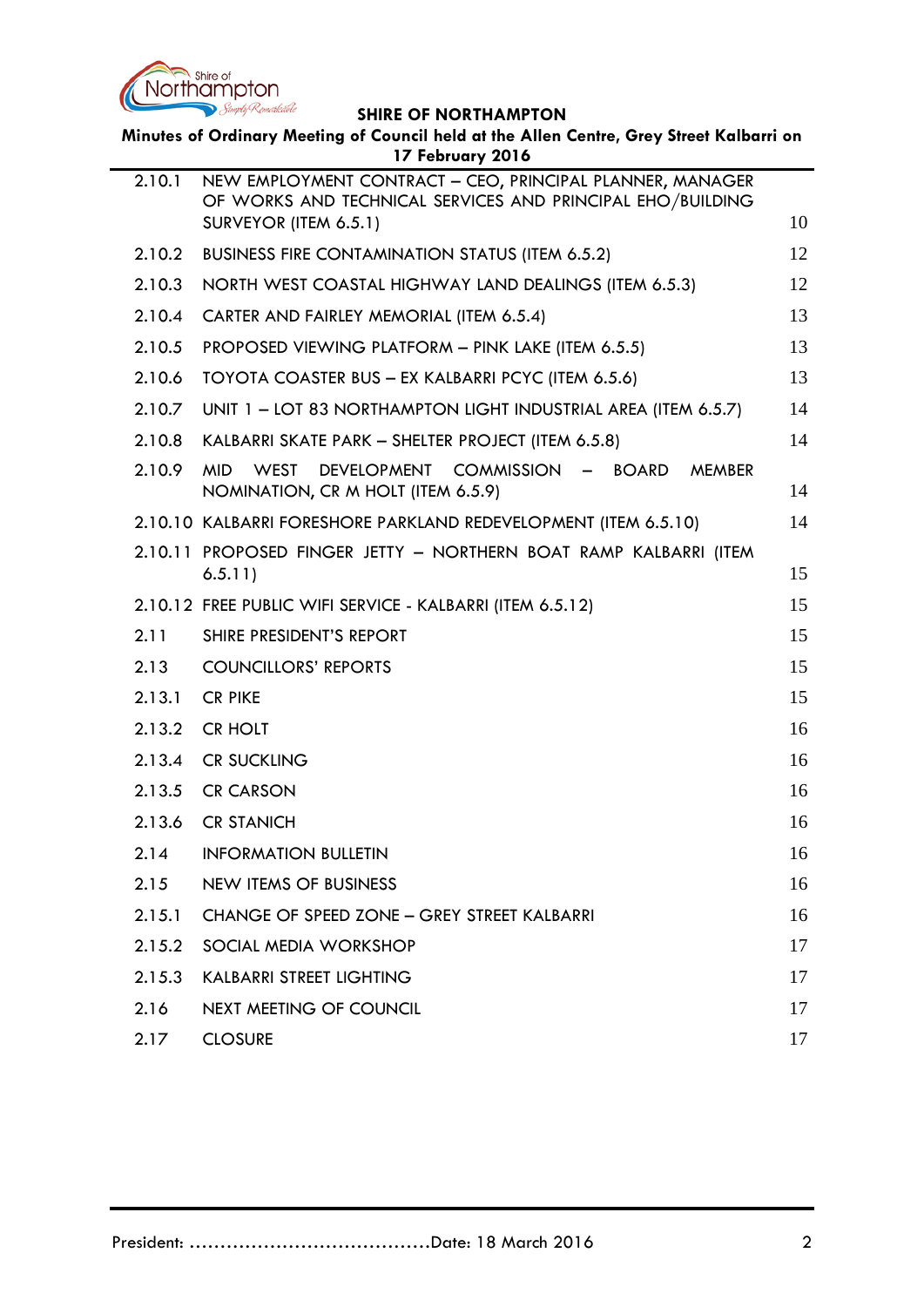| | | |
|---|---|---|
| 2.10.1 | NEW EMPLOYMENT CONTRACT – CEO, PRINCIPAL PLANNER, MANAGER OF WORKS AND TECHNICAL SERVICES AND PRINCIPAL EHO/BUILDING SURVEYOR (ITEM 6.5.1) | 10 |
| 2.10.2 | BUSINESS FIRE CONTAMINATION STATUS (ITEM 6.5.2) | 12 |
| 2.10.3 | NORTH WEST COASTAL HIGHWAY LAND DEALINGS (ITEM 6.5.3) | 12 |
| 2.10.4 | CARTER AND FAIRLEY MEMORIAL (ITEM 6.5.4) | 13 |
| 2.10.5 | PROPOSED VIEWING PLATFORM – PINK LAKE (ITEM 6.5.5) | 13 |
| 2.10.6 | TOYOTA COASTER BUS – EX KALBARRI PCYC (ITEM 6.5.6) | 13 |
| 2.10.7 | UNIT 1 – LOT 83 NORTHAMPTON LIGHT INDUSTRIAL AREA (ITEM 6.5.7) | 14 |
| 2.10.8 | KALBARRI SKATE PARK – SHELTER PROJECT (ITEM 6.5.8) | 14 |
| 2.10.9 | MID WEST DEVELOPMENT COMMISSION – BOARD MEMBER NOMINATION, CR M HOLT (ITEM 6.5.9) | 14 |
| 2.10.10 | KALBARRI FORESHORE PARKLAND REDEVELOPMENT (ITEM 6.5.10) | 14 |
| 2.10.11 | PROPOSED FINGER JETTY – NORTHERN BOAT RAMP KALBARRI (ITEM 6.5.11) | 15 |
| 2.10.12 | FREE PUBLIC WIFI SERVICE - KALBARRI (ITEM 6.5.12) | 15 |
| 2.11 | SHIRE PRESIDENT'S REPORT | 15 |
| 2.13 | COUNCILLORS' REPORTS | 15 |
| 2.13.1 | CR PIKE | 15 |
| 2.13.2 | CR HOLT | 16 |
| 2.13.4 | CR SUCKLING | 16 |
| 2.13.5 | CR CARSON | 16 |
| 2.13.6 | CR STANICH | 16 |
| 2.14 | INFORMATION BULLETIN | 16 |
| 2.15 | NEW ITEMS OF BUSINESS | 16 |
| 2.15.1 | CHANGE OF SPEED ZONE – GREY STREET KALBARRI | 16 |
| 2.15.2 | SOCIAL MEDIA WORKSHOP | 17 |
| 2.15.3 | KALBARRI STREET LIGHTING | 17 |
| 2.16 | NEXT MEETING OF COUNCIL | 17 |
| 2.17 | CLOSURE | 17 |

President: ………………………………….Date: 18 March 2016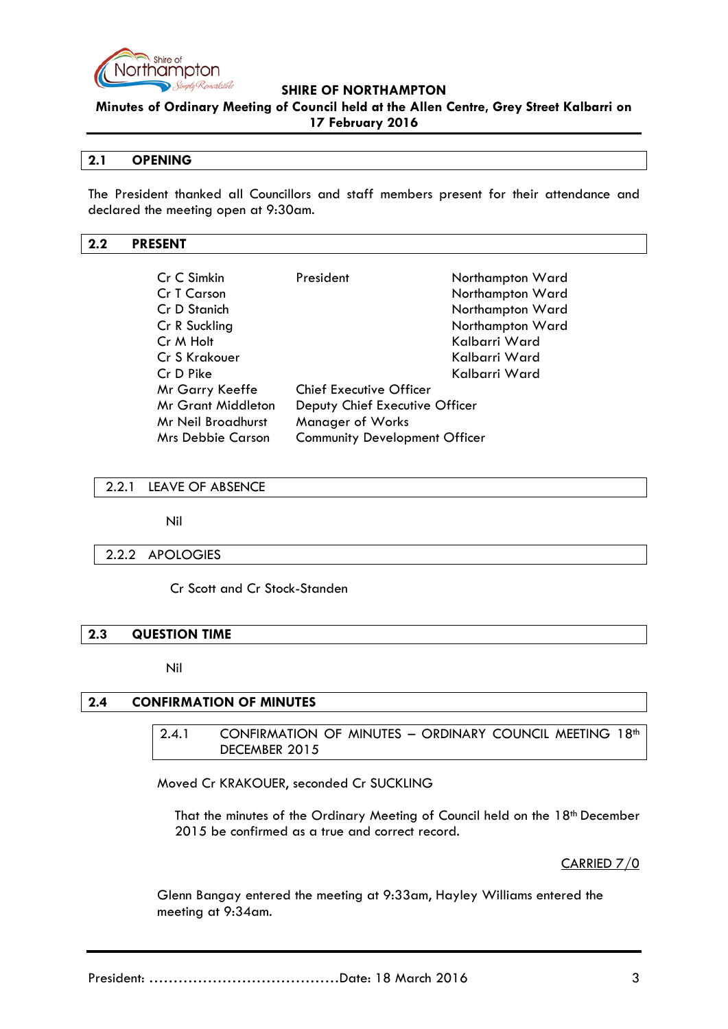**SHIRE OF NORTHAMPTON**

**Minutes of Ordinary Meeting of Council held at the Allen Centre, Grey Street Kalbarri on 17 February 2016**

## 2.1 OPENING

The President thanked all Councillors and staff members present for their attendance and declared the meeting open at 9:30am.

## 2.2 PRESENT

| | | |
|---|---|---|
| Cr C Simkin | President | Northampton Ward |
| Cr T Carson | | Northampton Ward |
| Cr D Stanich | | Northampton Ward |
| Cr R Suckling | | Northampton Ward |
| Cr M Holt | | Kalbarri Ward |
| Cr S Krakouer | | Kalbarri Ward |
| Cr D Pike | | Kalbarri Ward |
| Mr Garry Keeffe | Chief Executive Officer | |
| Mr Grant Middleton | Deputy Chief Executive Officer | |
| Mr Neil Broadhurst | Manager of Works | |
| Mrs Debbie Carson | Community Development Officer | |

### 2.2.1 LEAVE OF ABSENCE

Nil

### 2.2.2 APOLOGIES

Cr Scott and Cr Stock-Standen

## 2.3 QUESTION TIME

Nil

## 2.4 CONFIRMATION OF MINUTES

### 2.4.1 CONFIRMATION OF MINUTES – ORDINARY COUNCIL MEETING 18th DECEMBER 2015

Moved Cr KRAKOUER, seconded Cr SUCKLING

That the minutes of the Ordinary Meeting of Council held on the 18th December 2015 be confirmed as a true and correct record.

CARRIED 7/0

Glenn Bangay entered the meeting at 9:33am, Hayley Williams entered the meeting at 9:34am.

President: ……………………………………Date: 18 March 2016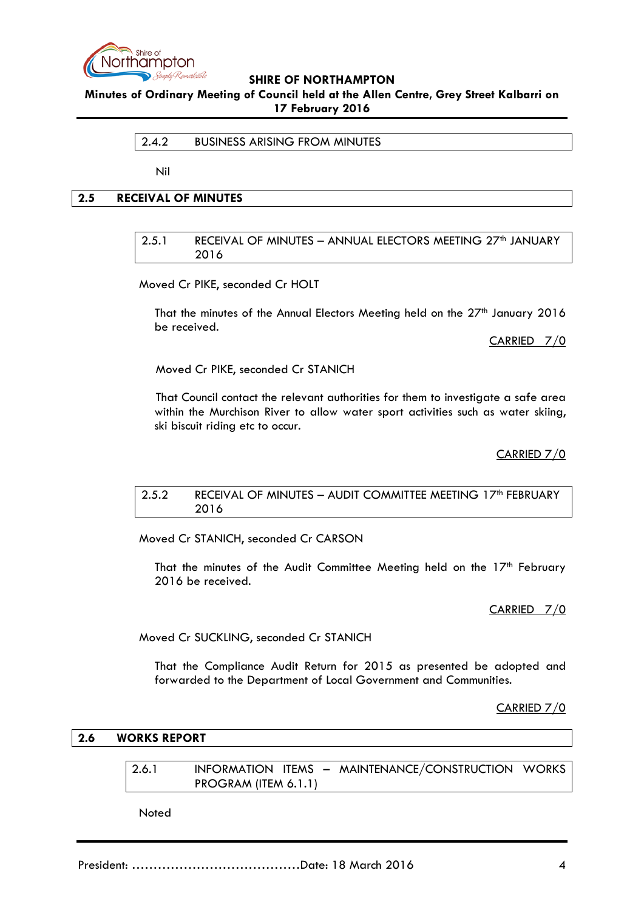### 2.4.2 BUSINESS ARISING FROM MINUTES

Nil

## 2.5 RECEIVAL OF MINUTES

### 2.5.1 RECEIVAL OF MINUTES – ANNUAL ELECTORS MEETING 27th JANUARY 2016

Moved Cr PIKE, seconded Cr HOLT

That the minutes of the Annual Electors Meeting held on the 27th January 2016 be received.

CARRIED 7/0

Moved Cr PIKE, seconded Cr STANICH

That Council contact the relevant authorities for them to investigate a safe area within the Murchison River to allow water sport activities such as water skiing, ski biscuit riding etc to occur.

CARRIED 7/0

### 2.5.2 RECEIVAL OF MINUTES – AUDIT COMMITTEE MEETING 17th FEBRUARY 2016

Moved Cr STANICH, seconded Cr CARSON

That the minutes of the Audit Committee Meeting held on the 17th February 2016 be received.

CARRIED 7/0

Moved Cr SUCKLING, seconded Cr STANICH

That the Compliance Audit Return for 2015 as presented be adopted and forwarded to the Department of Local Government and Communities.

CARRIED 7/0

## 2.6 WORKS REPORT

### 2.6.1 INFORMATION ITEMS – MAINTENANCE/CONSTRUCTION WORKS PROGRAM (ITEM 6.1.1)

Noted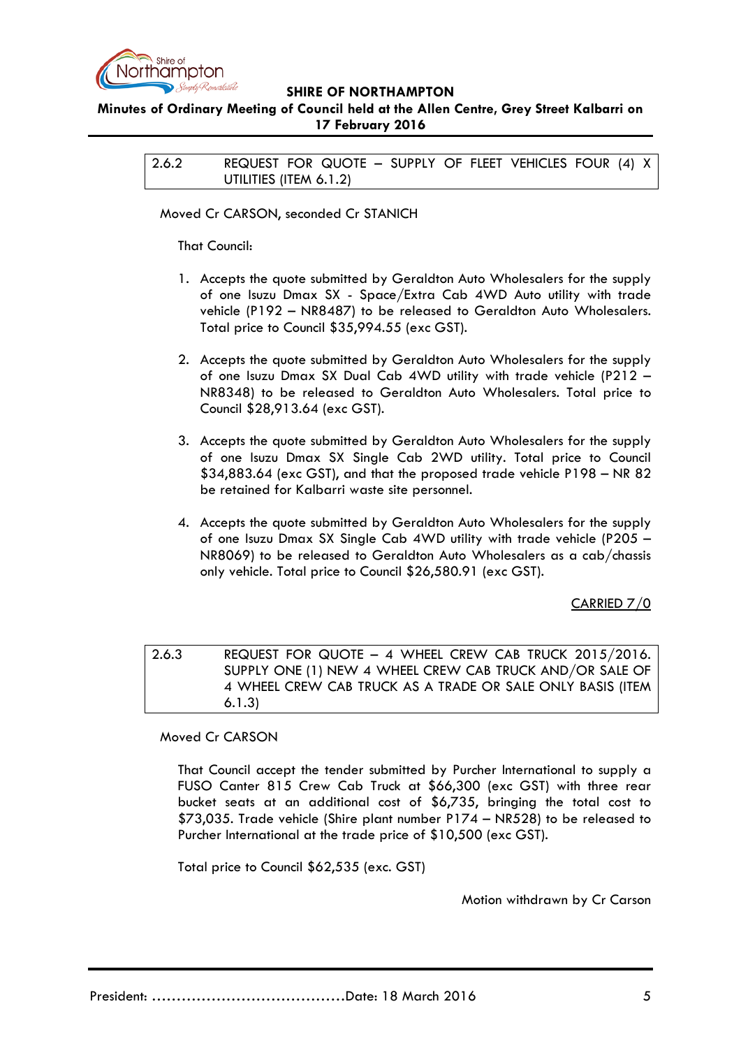### 2.6.2 REQUEST FOR QUOTE – SUPPLY OF FLEET VEHICLES FOUR (4) X UTILITIES (ITEM 6.1.2)

Moved Cr CARSON, seconded Cr STANICH

That Council:

1. Accepts the quote submitted by Geraldton Auto Wholesalers for the supply of one Isuzu Dmax SX - Space/Extra Cab 4WD Auto utility with trade vehicle (P192 – NR8487) to be released to Geraldton Auto Wholesalers. Total price to Council $35,994.55 (exc GST).

2. Accepts the quote submitted by Geraldton Auto Wholesalers for the supply of one Isuzu Dmax SX Dual Cab 4WD utility with trade vehicle (P212 – NR8348) to be released to Geraldton Auto Wholesalers. Total price to Council $28,913.64 (exc GST).

3. Accepts the quote submitted by Geraldton Auto Wholesalers for the supply of one Isuzu Dmax SX Single Cab 2WD utility. Total price to Council $34,883.64 (exc GST), and that the proposed trade vehicle P198 – NR 82 be retained for Kalbarri waste site personnel.

4. Accepts the quote submitted by Geraldton Auto Wholesalers for the supply of one Isuzu Dmax SX Single Cab 4WD utility with trade vehicle (P205 – NR8069) to be released to Geraldton Auto Wholesalers as a cab/chassis only vehicle. Total price to Council $26,580.91 (exc GST).

CARRIED 7/0

### 2.6.3 REQUEST FOR QUOTE – 4 WHEEL CREW CAB TRUCK 2015/2016. SUPPLY ONE (1) NEW 4 WHEEL CREW CAB TRUCK AND/OR SALE OF 4 WHEEL CREW CAB TRUCK AS A TRADE OR SALE ONLY BASIS (ITEM 6.1.3)

Moved Cr CARSON

That Council accept the tender submitted by Purcher International to supply a FUSO Canter 815 Crew Cab Truck at $66,300 (exc GST) with three rear bucket seats at an additional cost of $6,735, bringing the total cost to $73,035. Trade vehicle (Shire plant number P174 – NR528) to be released to Purcher International at the trade price of $10,500 (exc GST).

Total price to Council $62,535 (exc. GST)

Motion withdrawn by Cr Carson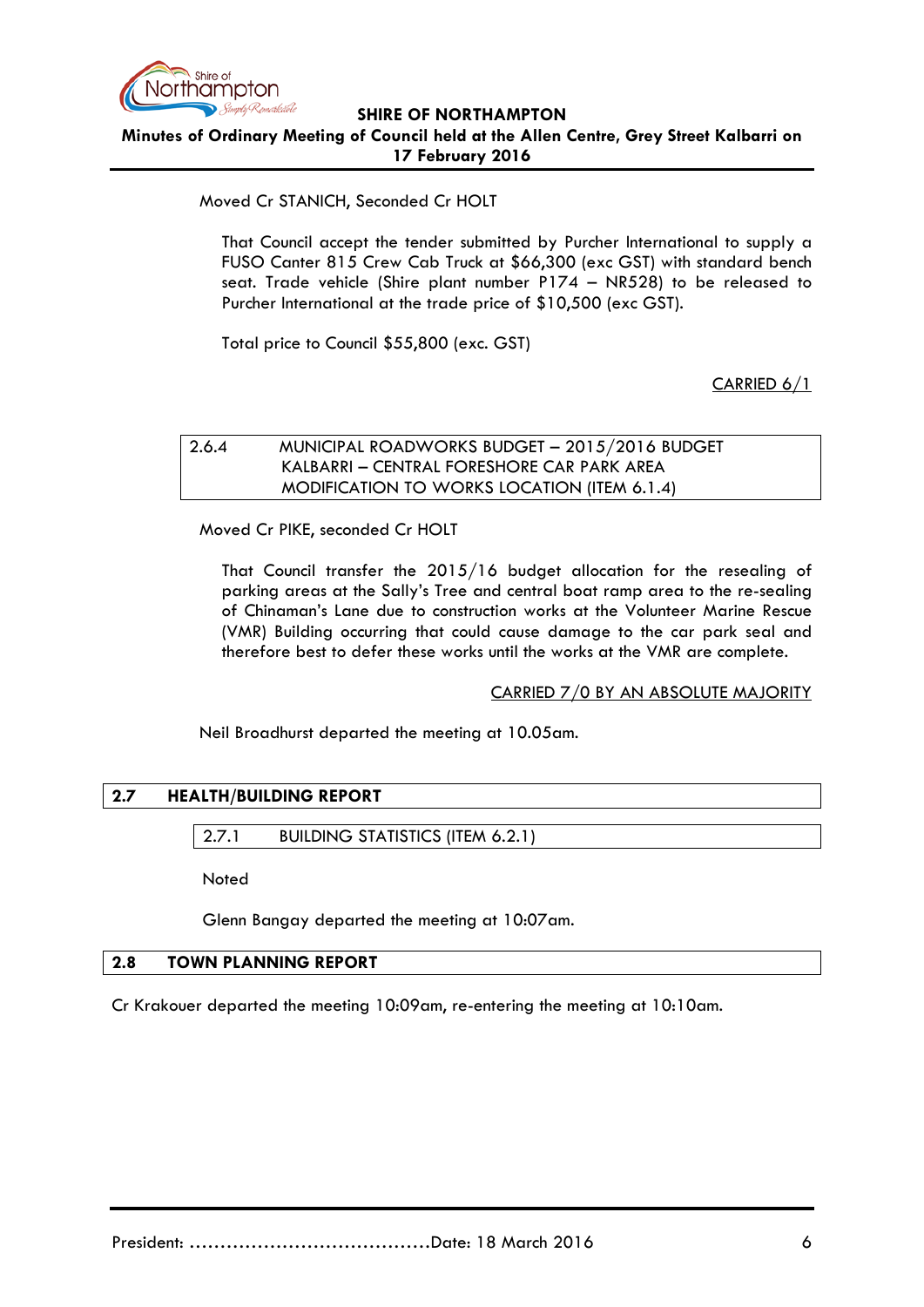Moved Cr STANICH, Seconded Cr HOLT

> That Council accept the tender submitted by Purcher International to supply a FUSO Canter 815 Crew Cab Truck at $66,300 (exc GST) with standard bench seat. Trade vehicle (Shire plant number P174 – NR528) to be released to Purcher International at the trade price of $10,500 (exc GST).
>
> Total price to Council $55,800 (exc. GST)

CARRIED 6/1

#### 2.6.4 MUNICIPAL ROADWORKS BUDGET – 2015/2016 BUDGET KALBARRI – CENTRAL FORESHORE CAR PARK AREA MODIFICATION TO WORKS LOCATION (ITEM 6.1.4)

Moved Cr PIKE, seconded Cr HOLT

> That Council transfer the 2015/16 budget allocation for the resealing of parking areas at the Sally's Tree and central boat ramp area to the re-sealing of Chinaman's Lane due to construction works at the Volunteer Marine Rescue (VMR) Building occurring that could cause damage to the car park seal and therefore best to defer these works until the works at the VMR are complete.

CARRIED 7/0 BY AN ABSOLUTE MAJORITY

Neil Broadhurst departed the meeting at 10.05am.

## 2.7 HEALTH/BUILDING REPORT

#### 2.7.1 BUILDING STATISTICS (ITEM 6.2.1)

Noted

Glenn Bangay departed the meeting at 10:07am.

## 2.8 TOWN PLANNING REPORT

Cr Krakouer departed the meeting 10:09am, re-entering the meeting at 10:10am.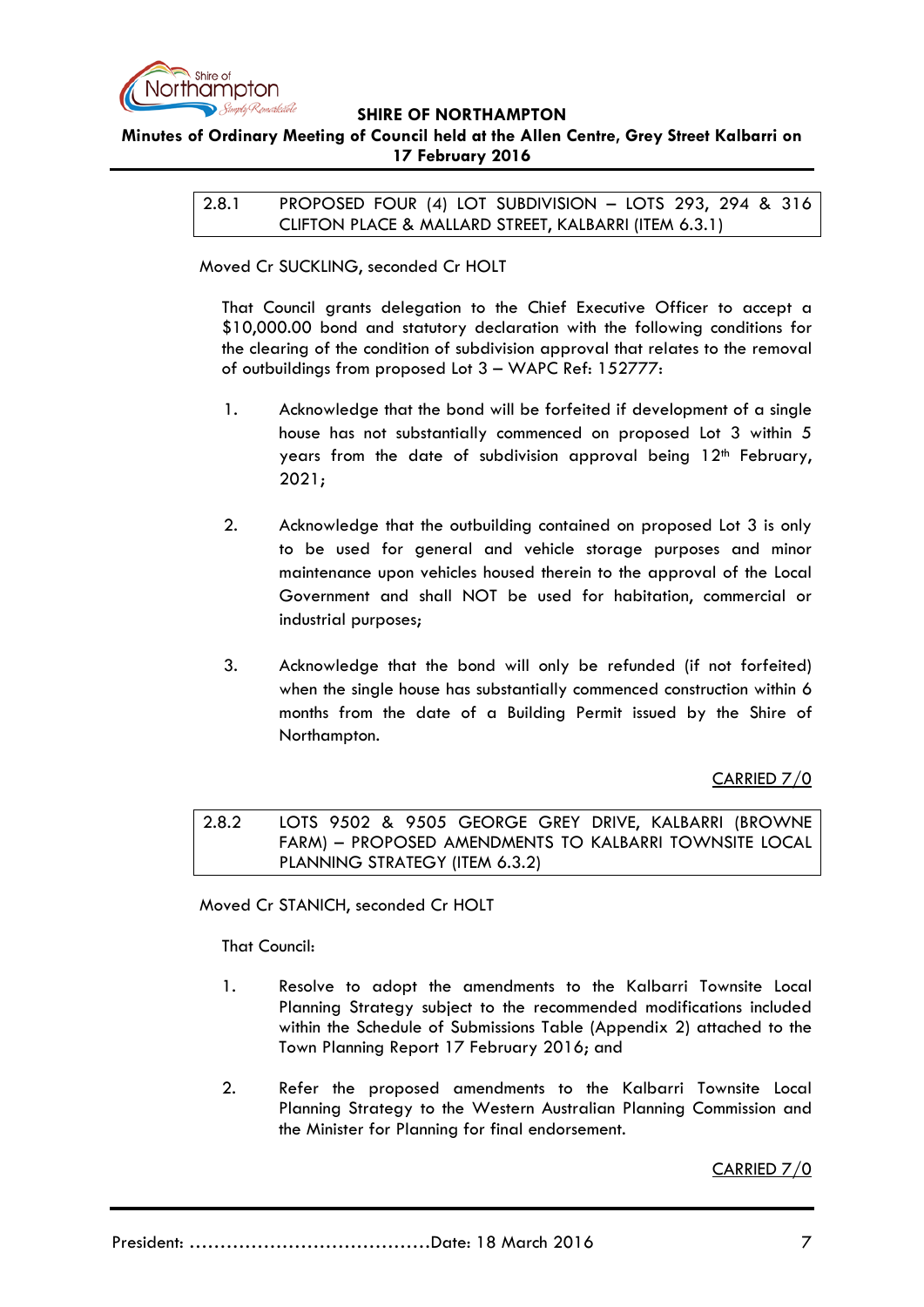| 2.8.1 | PROPOSED FOUR (4) LOT SUBDIVISION – LOTS 293, 294 & 316 CLIFTON PLACE & MALLARD STREET, KALBARRI (ITEM 6.3.1) |
|---|---|

Moved Cr SUCKLING, seconded Cr HOLT

That Council grants delegation to the Chief Executive Officer to accept a $10,000.00 bond and statutory declaration with the following conditions for the clearing of the condition of subdivision approval that relates to the removal of outbuildings from proposed Lot 3 – WAPC Ref: 152777:

1. Acknowledge that the bond will be forfeited if development of a single house has not substantially commenced on proposed Lot 3 within 5 years from the date of subdivision approval being 12th February, 2021;

2. Acknowledge that the outbuilding contained on proposed Lot 3 is only to be used for general and vehicle storage purposes and minor maintenance upon vehicles housed therein to the approval of the Local Government and shall NOT be used for habitation, commercial or industrial purposes;

3. Acknowledge that the bond will only be refunded (if not forfeited) when the single house has substantially commenced construction within 6 months from the date of a Building Permit issued by the Shire of Northampton.

CARRIED 7/0

| 2.8.2 | LOTS 9502 & 9505 GEORGE GREY DRIVE, KALBARRI (BROWNE FARM) – PROPOSED AMENDMENTS TO KALBARRI TOWNSITE LOCAL PLANNING STRATEGY (ITEM 6.3.2) |
|---|---|

Moved Cr STANICH, seconded Cr HOLT

That Council:

1. Resolve to adopt the amendments to the Kalbarri Townsite Local Planning Strategy subject to the recommended modifications included within the Schedule of Submissions Table (Appendix 2) attached to the Town Planning Report 17 February 2016; and

2. Refer the proposed amendments to the Kalbarri Townsite Local Planning Strategy to the Western Australian Planning Commission and the Minister for Planning for final endorsement.

CARRIED 7/0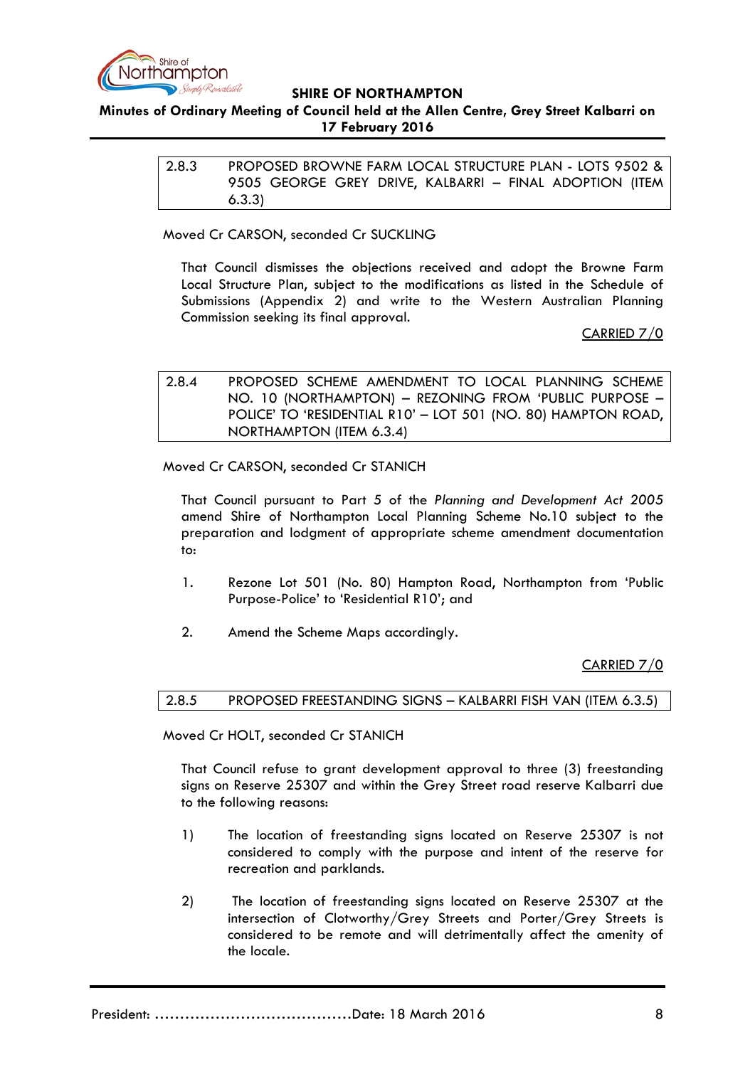## 2.8.3 PROPOSED BROWNE FARM LOCAL STRUCTURE PLAN - LOTS 9502 & 9505 GEORGE GREY DRIVE, KALBARRI – FINAL ADOPTION (ITEM 6.3.3)

Moved Cr CARSON, seconded Cr SUCKLING

That Council dismisses the objections received and adopt the Browne Farm Local Structure Plan, subject to the modifications as listed in the Schedule of Submissions (Appendix 2) and write to the Western Australian Planning Commission seeking its final approval.

CARRIED 7/0

## 2.8.4 PROPOSED SCHEME AMENDMENT TO LOCAL PLANNING SCHEME NO. 10 (NORTHAMPTON) – REZONING FROM 'PUBLIC PURPOSE – POLICE' TO 'RESIDENTIAL R10' – LOT 501 (NO. 80) HAMPTON ROAD, NORTHAMPTON (ITEM 6.3.4)

Moved Cr CARSON, seconded Cr STANICH

That Council pursuant to Part 5 of the *Planning and Development Act 2005* amend Shire of Northampton Local Planning Scheme No.10 subject to the preparation and lodgment of appropriate scheme amendment documentation to:

1. Rezone Lot 501 (No. 80) Hampton Road, Northampton from 'Public Purpose-Police' to 'Residential R10'; and

2. Amend the Scheme Maps accordingly.

CARRIED 7/0

## 2.8.5 PROPOSED FREESTANDING SIGNS – KALBARRI FISH VAN (ITEM 6.3.5)

Moved Cr HOLT, seconded Cr STANICH

That Council refuse to grant development approval to three (3) freestanding signs on Reserve 25307 and within the Grey Street road reserve Kalbarri due to the following reasons:

1) The location of freestanding signs located on Reserve 25307 is not considered to comply with the purpose and intent of the reserve for recreation and parklands.

2) The location of freestanding signs located on Reserve 25307 at the intersection of Clotworthy/Grey Streets and Porter/Grey Streets is considered to be remote and will detrimentally affect the amenity of the locale.

President: ……………………………………Date: 18 March 2016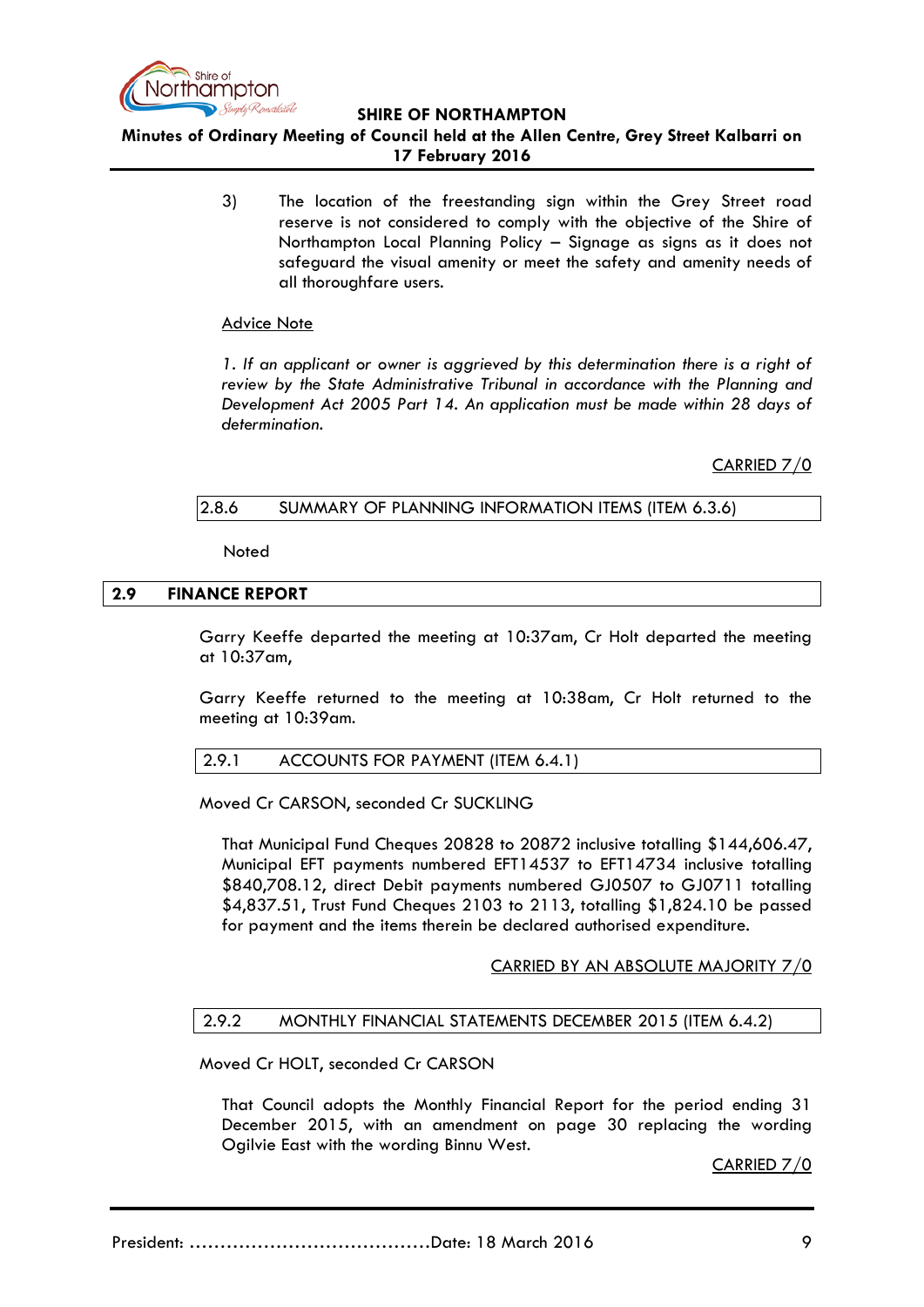3) The location of the freestanding sign within the Grey Street road reserve is not considered to comply with the objective of the Shire of Northampton Local Planning Policy – Signage as signs as it does not safeguard the visual amenity or meet the safety and amenity needs of all thoroughfare users.

Advice Note

*1. If an applicant or owner is aggrieved by this determination there is a right of review by the State Administrative Tribunal in accordance with the Planning and Development Act 2005 Part 14. An application must be made within 28 days of determination.*

CARRIED 7/0

### 2.8.6 SUMMARY OF PLANNING INFORMATION ITEMS (ITEM 6.3.6)

Noted

## 2.9 FINANCE REPORT

Garry Keeffe departed the meeting at 10:37am, Cr Holt departed the meeting at 10:37am,

Garry Keeffe returned to the meeting at 10:38am, Cr Holt returned to the meeting at 10:39am.

### 2.9.1 ACCOUNTS FOR PAYMENT (ITEM 6.4.1)

Moved Cr CARSON, seconded Cr SUCKLING

That Municipal Fund Cheques 20828 to 20872 inclusive totalling $144,606.47, Municipal EFT payments numbered EFT14537 to EFT14734 inclusive totalling $840,708.12, direct Debit payments numbered GJ0507 to GJ0711 totalling $4,837.51, Trust Fund Cheques 2103 to 2113, totalling $1,824.10 be passed for payment and the items therein be declared authorised expenditure.

CARRIED BY AN ABSOLUTE MAJORITY 7/0

### 2.9.2 MONTHLY FINANCIAL STATEMENTS DECEMBER 2015 (ITEM 6.4.2)

Moved Cr HOLT, seconded Cr CARSON

That Council adopts the Monthly Financial Report for the period ending 31 December 2015, with an amendment on page 30 replacing the wording Ogilvie East with the wording Binnu West.

CARRIED 7/0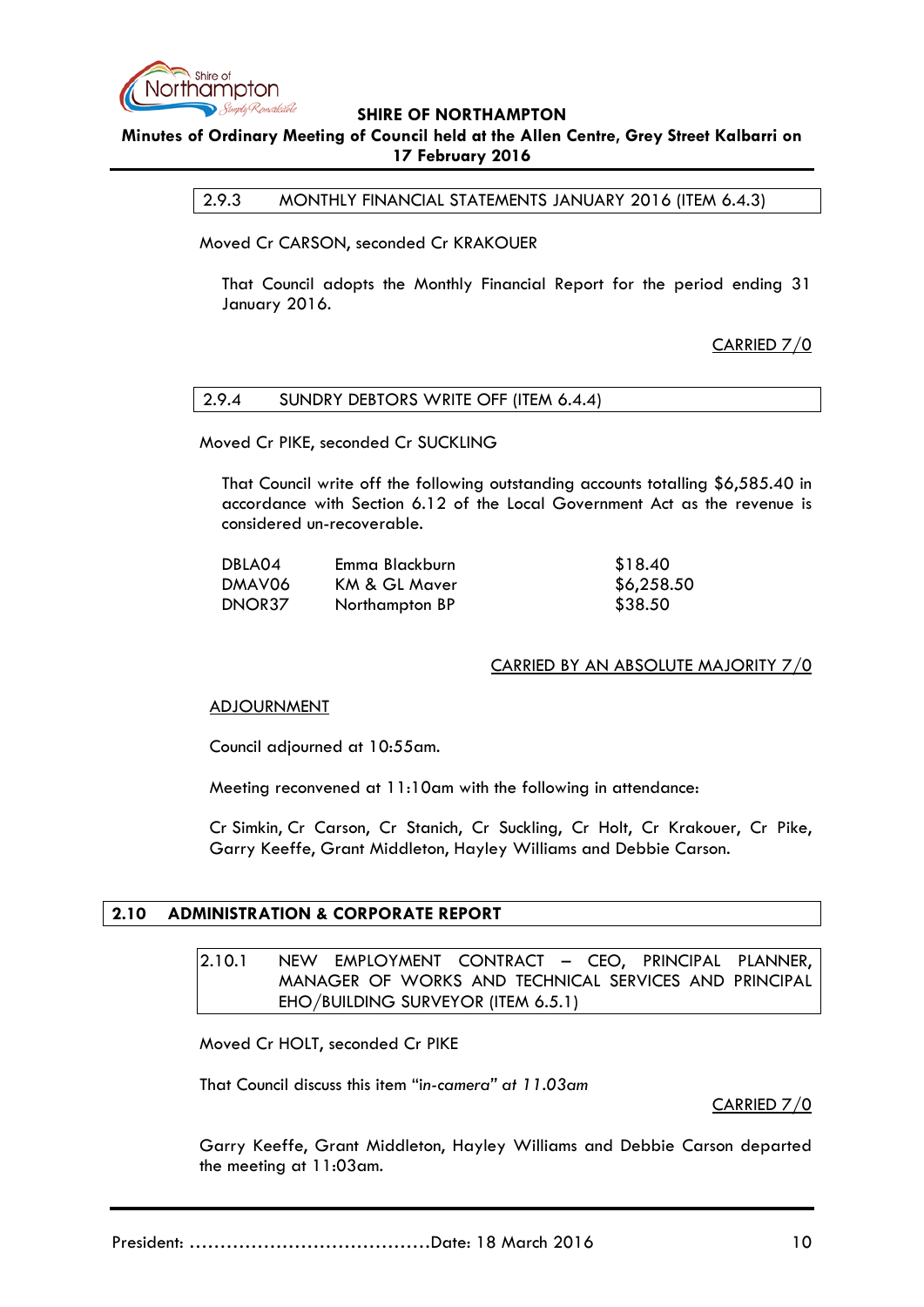### 2.9.3 MONTHLY FINANCIAL STATEMENTS JANUARY 2016 (ITEM 6.4.3)

Moved Cr CARSON, seconded Cr KRAKOUER

That Council adopts the Monthly Financial Report for the period ending 31 January 2016.

CARRIED 7/0

### 2.9.4 SUNDRY DEBTORS WRITE OFF (ITEM 6.4.4)

Moved Cr PIKE, seconded Cr SUCKLING

That Council write off the following outstanding accounts totalling $6,585.40 in accordance with Section 6.12 of the Local Government Act as the revenue is considered un-recoverable.

| | | |
|---|---|---|
| DBLA04 | Emma Blackburn | $18.40 |
| DMAV06 | KM & GL Maver | $6,258.50 |
| DNOR37 | Northampton BP | $38.50 |

CARRIED BY AN ABSOLUTE MAJORITY 7/0

ADJOURNMENT

Council adjourned at 10:55am.

Meeting reconvened at 11:10am with the following in attendance:

Cr Simkin, Cr Carson, Cr Stanich, Cr Suckling, Cr Holt, Cr Krakouer, Cr Pike, Garry Keeffe, Grant Middleton, Hayley Williams and Debbie Carson.

## 2.10 ADMINISTRATION & CORPORATE REPORT

### 2.10.1 NEW EMPLOYMENT CONTRACT – CEO, PRINCIPAL PLANNER, MANAGER OF WORKS AND TECHNICAL SERVICES AND PRINCIPAL EHO/BUILDING SURVEYOR (ITEM 6.5.1)

Moved Cr HOLT, seconded Cr PIKE

That Council discuss this item "*in-camera*" *at 11.03am*

CARRIED 7/0

Garry Keeffe, Grant Middleton, Hayley Williams and Debbie Carson departed the meeting at 11:03am.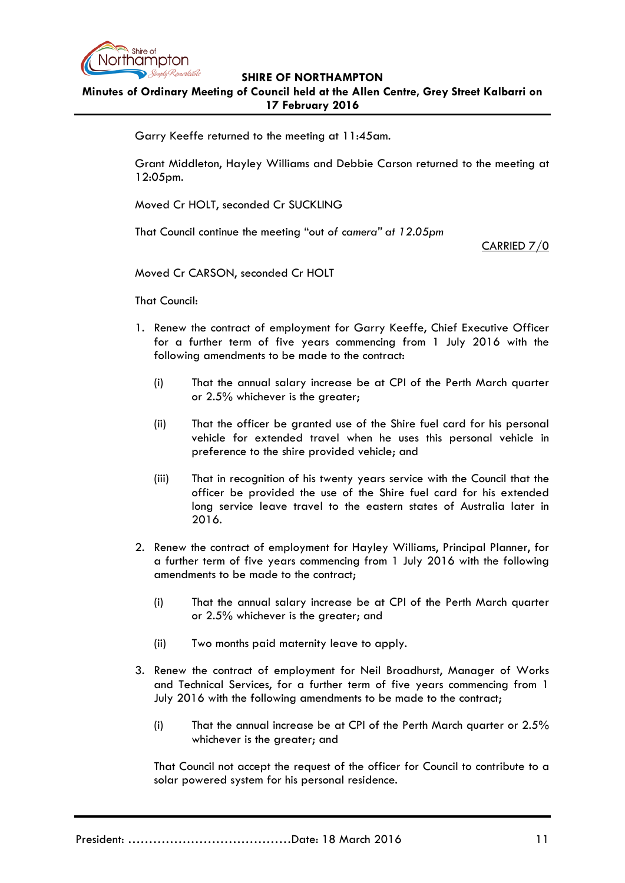Garry Keeffe returned to the meeting at 11:45am.

Grant Middleton, Hayley Williams and Debbie Carson returned to the meeting at 12:05pm.

Moved Cr HOLT, seconded Cr SUCKLING

That Council continue the meeting "out *of camera" at 12.05pm*

CARRIED 7/0

Moved Cr CARSON, seconded Cr HOLT

That Council:

1. Renew the contract of employment for Garry Keeffe, Chief Executive Officer for a further term of five years commencing from 1 July 2016 with the following amendments to be made to the contract:

   (i) That the annual salary increase be at CPI of the Perth March quarter or 2.5% whichever is the greater;

   (ii) That the officer be granted use of the Shire fuel card for his personal vehicle for extended travel when he uses this personal vehicle in preference to the shire provided vehicle; and

   (iii) That in recognition of his twenty years service with the Council that the officer be provided the use of the Shire fuel card for his extended long service leave travel to the eastern states of Australia later in 2016.

2. Renew the contract of employment for Hayley Williams, Principal Planner, for a further term of five years commencing from 1 July 2016 with the following amendments to be made to the contract;

   (i) That the annual salary increase be at CPI of the Perth March quarter or 2.5% whichever is the greater; and

   (ii) Two months paid maternity leave to apply.

3. Renew the contract of employment for Neil Broadhurst, Manager of Works and Technical Services, for a further term of five years commencing from 1 July 2016 with the following amendments to be made to the contract;

   (i) That the annual increase be at CPI of the Perth March quarter or 2.5% whichever is the greater; and

   That Council not accept the request of the officer for Council to contribute to a solar powered system for his personal residence.

President: ……………………………………Date: 18 March 2016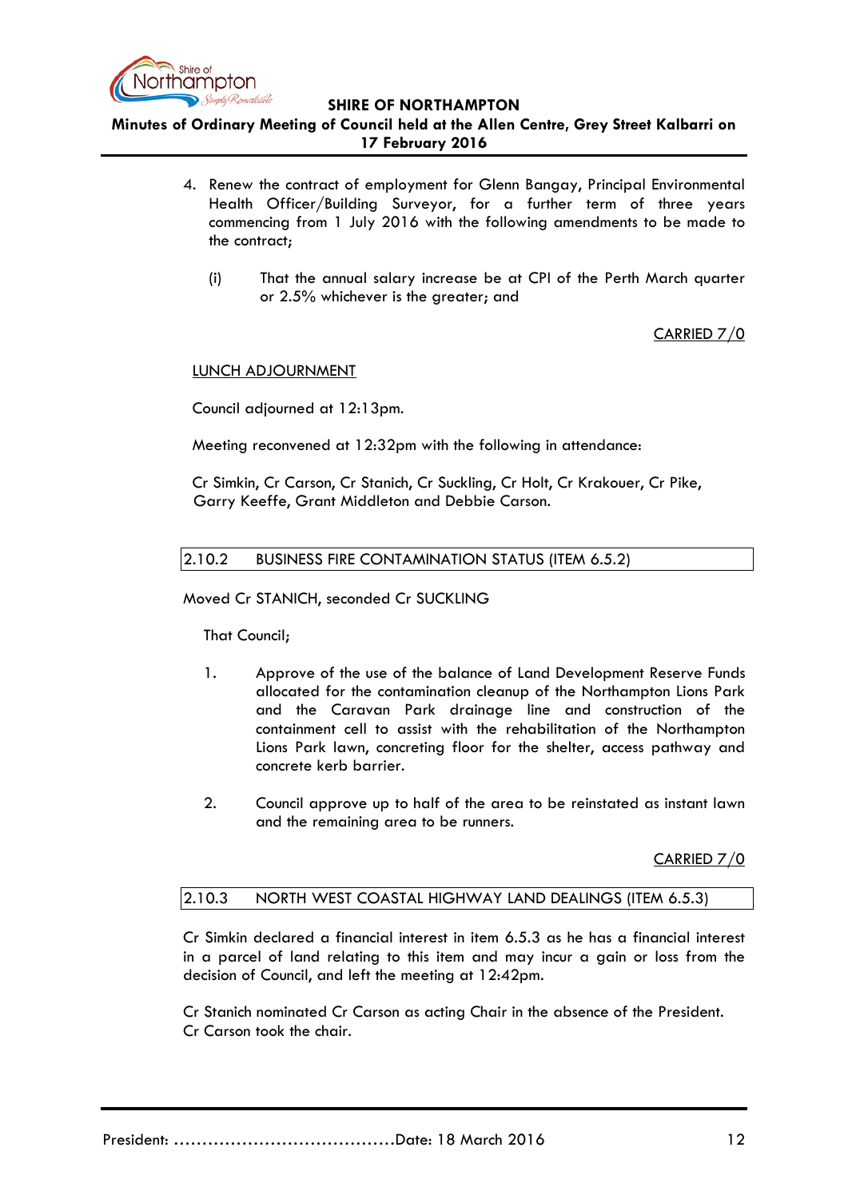4. Renew the contract of employment for Glenn Bangay, Principal Environmental Health Officer/Building Surveyor, for a further term of three years commencing from 1 July 2016 with the following amendments to be made to the contract;

   (i) That the annual salary increase be at CPI of the Perth March quarter or 2.5% whichever is the greater; and

CARRIED 7/0

LUNCH ADJOURNMENT

Council adjourned at 12:13pm.

Meeting reconvened at 12:32pm with the following in attendance:

Cr Simkin, Cr Carson, Cr Stanich, Cr Suckling, Cr Holt, Cr Krakouer, Cr Pike, Garry Keeffe, Grant Middleton and Debbie Carson.

## 2.10.2 BUSINESS FIRE CONTAMINATION STATUS (ITEM 6.5.2)

Moved Cr STANICH, seconded Cr SUCKLING

That Council;

1. Approve of the use of the balance of Land Development Reserve Funds allocated for the contamination cleanup of the Northampton Lions Park and the Caravan Park drainage line and construction of the containment cell to assist with the rehabilitation of the Northampton Lions Park lawn, concreting floor for the shelter, access pathway and concrete kerb barrier.

2. Council approve up to half of the area to be reinstated as instant lawn and the remaining area to be runners.

CARRIED 7/0

## 2.10.3 NORTH WEST COASTAL HIGHWAY LAND DEALINGS (ITEM 6.5.3)

Cr Simkin declared a financial interest in item 6.5.3 as he has a financial interest in a parcel of land relating to this item and may incur a gain or loss from the decision of Council, and left the meeting at 12:42pm.

Cr Stanich nominated Cr Carson as acting Chair in the absence of the President. Cr Carson took the chair.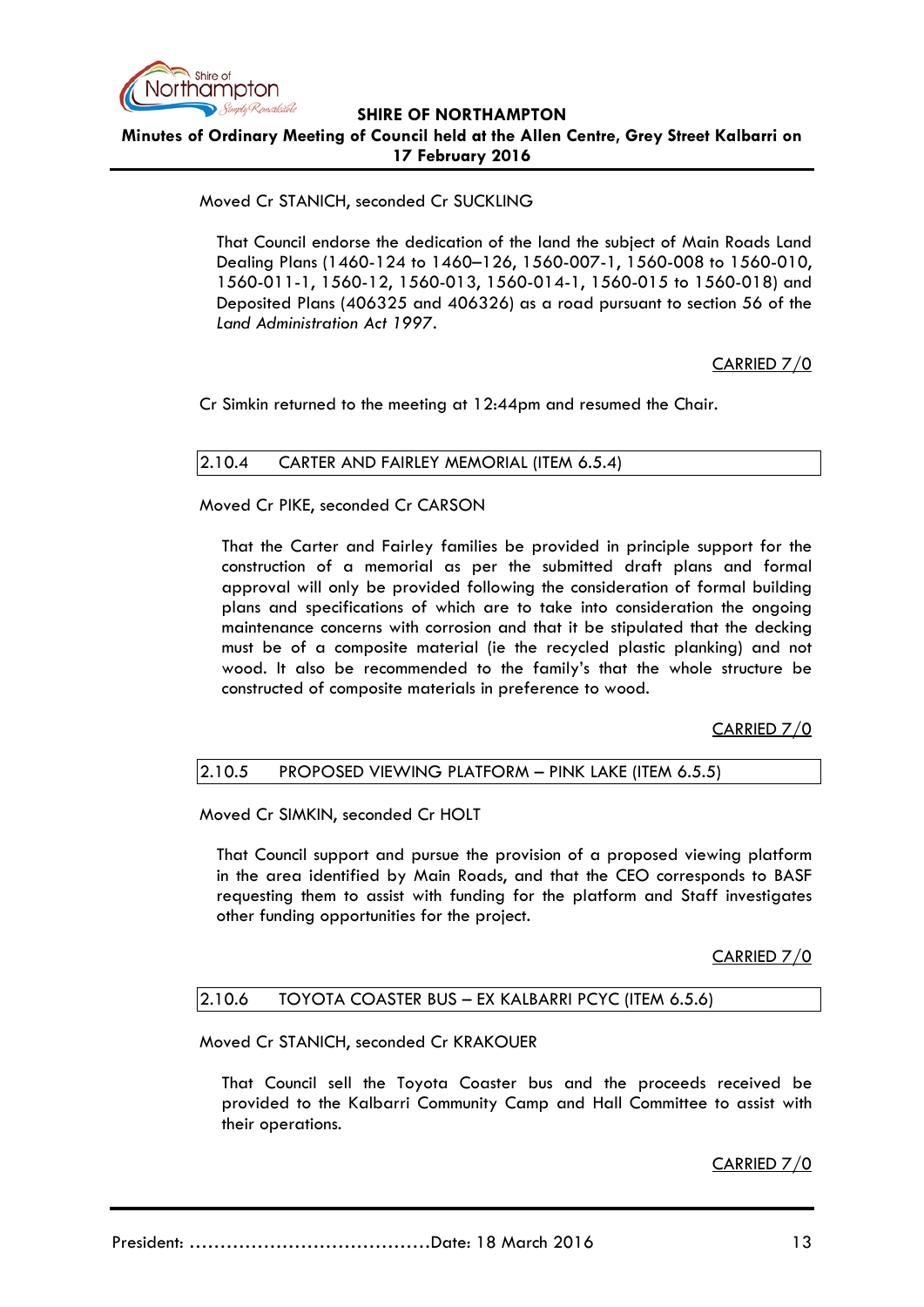Moved Cr STANICH, seconded Cr SUCKLING

That Council endorse the dedication of the land the subject of Main Roads Land Dealing Plans (1460-124 to 1460–126, 1560-007-1, 1560-008 to 1560-010, 1560-011-1, 1560-12, 1560-013, 1560-014-1, 1560-015 to 1560-018) and Deposited Plans (406325 and 406326) as a road pursuant to section 56 of the *Land Administration Act 1997*.

CARRIED 7/0

Cr Simkin returned to the meeting at 12:44pm and resumed the Chair.

### 2.10.4 CARTER AND FAIRLEY MEMORIAL (ITEM 6.5.4)

Moved Cr PIKE, seconded Cr CARSON

That the Carter and Fairley families be provided in principle support for the construction of a memorial as per the submitted draft plans and formal approval will only be provided following the consideration of formal building plans and specifications of which are to take into consideration the ongoing maintenance concerns with corrosion and that it be stipulated that the decking must be of a composite material (ie the recycled plastic planking) and not wood. It also be recommended to the family's that the whole structure be constructed of composite materials in preference to wood.

CARRIED 7/0

### 2.10.5 PROPOSED VIEWING PLATFORM – PINK LAKE (ITEM 6.5.5)

Moved Cr SIMKIN, seconded Cr HOLT

That Council support and pursue the provision of a proposed viewing platform in the area identified by Main Roads, and that the CEO corresponds to BASF requesting them to assist with funding for the platform and Staff investigates other funding opportunities for the project.

CARRIED 7/0

### 2.10.6 TOYOTA COASTER BUS – EX KALBARRI PCYC (ITEM 6.5.6)

Moved Cr STANICH, seconded Cr KRAKOUER

That Council sell the Toyota Coaster bus and the proceeds received be provided to the Kalbarri Community Camp and Hall Committee to assist with their operations.

CARRIED 7/0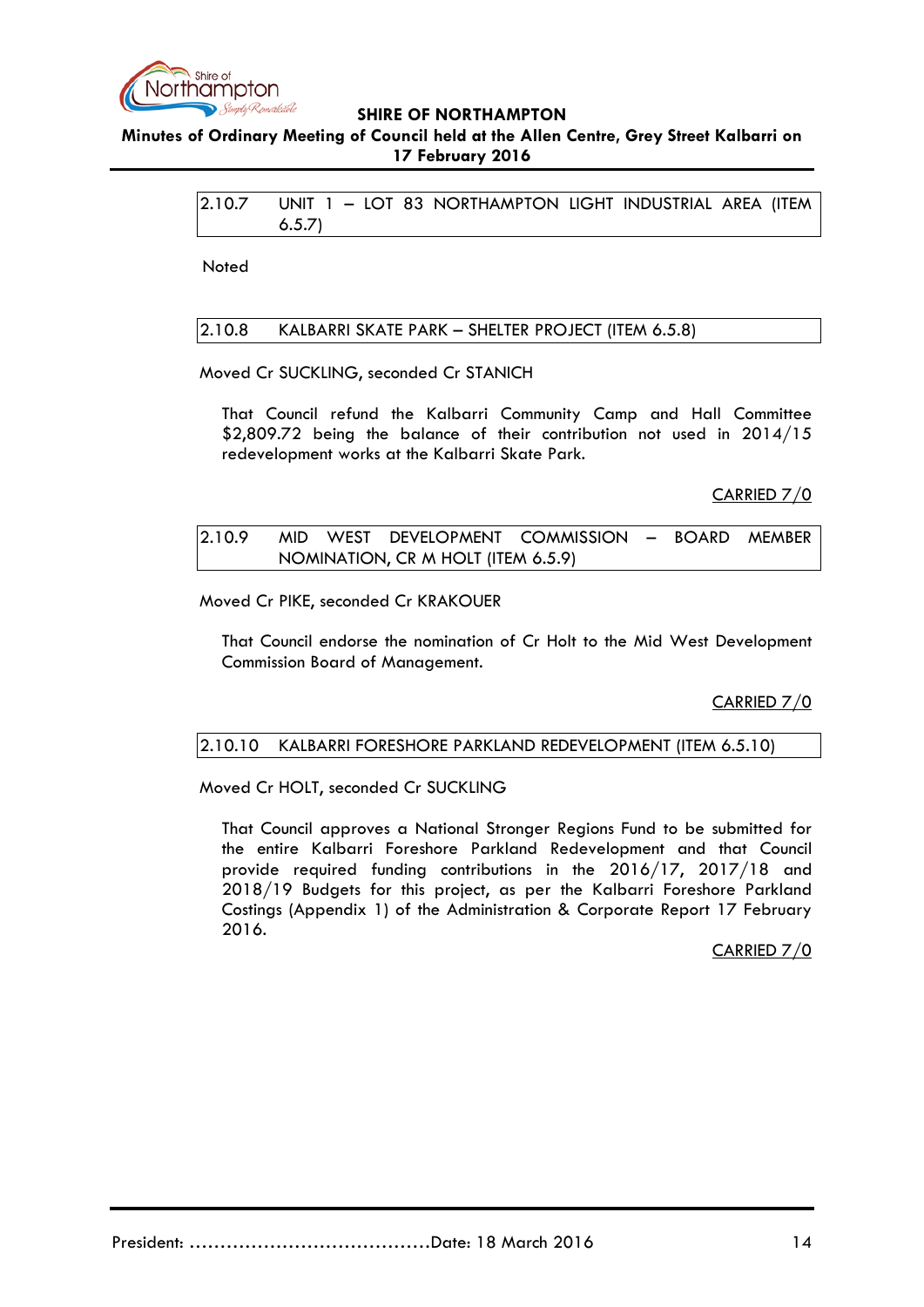### 2.10.7 UNIT 1 – LOT 83 NORTHAMPTON LIGHT INDUSTRIAL AREA (ITEM 6.5.7)

Noted

### 2.10.8 KALBARRI SKATE PARK – SHELTER PROJECT (ITEM 6.5.8)

Moved Cr SUCKLING, seconded Cr STANICH

That Council refund the Kalbarri Community Camp and Hall Committee $2,809.72 being the balance of their contribution not used in 2014/15 redevelopment works at the Kalbarri Skate Park.

CARRIED 7/0

### 2.10.9 MID WEST DEVELOPMENT COMMISSION – BOARD MEMBER NOMINATION, CR M HOLT (ITEM 6.5.9)

Moved Cr PIKE, seconded Cr KRAKOUER

That Council endorse the nomination of Cr Holt to the Mid West Development Commission Board of Management.

CARRIED 7/0

### 2.10.10 KALBARRI FORESHORE PARKLAND REDEVELOPMENT (ITEM 6.5.10)

Moved Cr HOLT, seconded Cr SUCKLING

That Council approves a National Stronger Regions Fund to be submitted for the entire Kalbarri Foreshore Parkland Redevelopment and that Council provide required funding contributions in the 2016/17, 2017/18 and 2018/19 Budgets for this project, as per the Kalbarri Foreshore Parkland Costings (Appendix 1) of the Administration & Corporate Report 17 February 2016.

CARRIED 7/0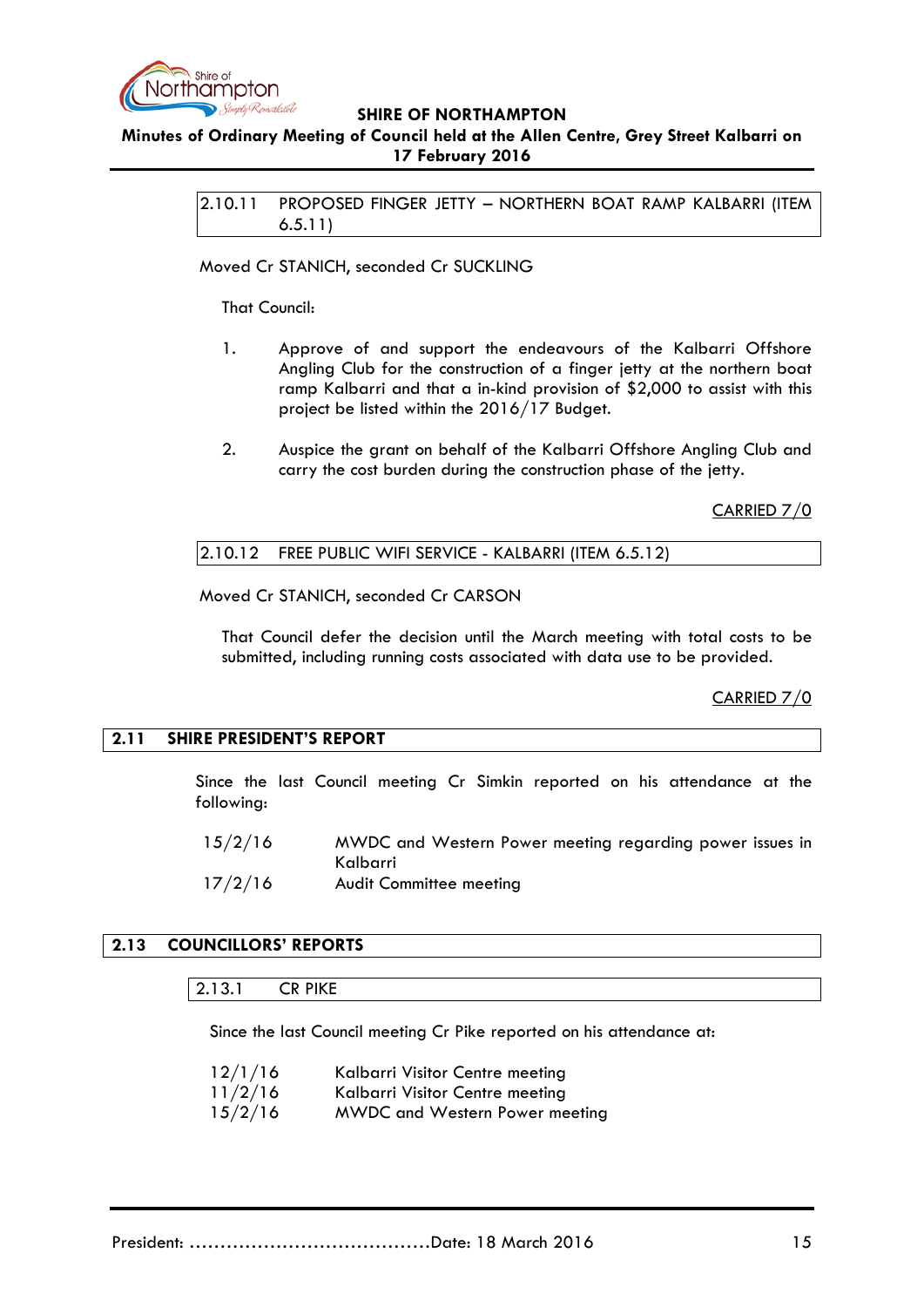### 2.10.11 PROPOSED FINGER JETTY – NORTHERN BOAT RAMP KALBARRI (ITEM 6.5.11)

Moved Cr STANICH, seconded Cr SUCKLING

That Council:

1. Approve of and support the endeavours of the Kalbarri Offshore Angling Club for the construction of a finger jetty at the northern boat ramp Kalbarri and that a in-kind provision of $2,000 to assist with this project be listed within the 2016/17 Budget.

2. Auspice the grant on behalf of the Kalbarri Offshore Angling Club and carry the cost burden during the construction phase of the jetty.

<u>CARRIED 7/0</u>

### 2.10.12 FREE PUBLIC WIFI SERVICE - KALBARRI (ITEM 6.5.12)

Moved Cr STANICH, seconded Cr CARSON

That Council defer the decision until the March meeting with total costs to be submitted, including running costs associated with data use to be provided.

<u>CARRIED 7/0</u>

## 2.11 SHIRE PRESIDENT'S REPORT

Since the last Council meeting Cr Simkin reported on his attendance at the following:

| | |
|---|---|
| 15/2/16 | MWDC and Western Power meeting regarding power issues in Kalbarri |
| 17/2/16 | Audit Committee meeting |

## 2.13 COUNCILLORS' REPORTS

### 2.13.1 CR PIKE

Since the last Council meeting Cr Pike reported on his attendance at:

| | |
|---|---|
| 12/1/16 | Kalbarri Visitor Centre meeting |
| 11/2/16 | Kalbarri Visitor Centre meeting |
| 15/2/16 | MWDC and Western Power meeting |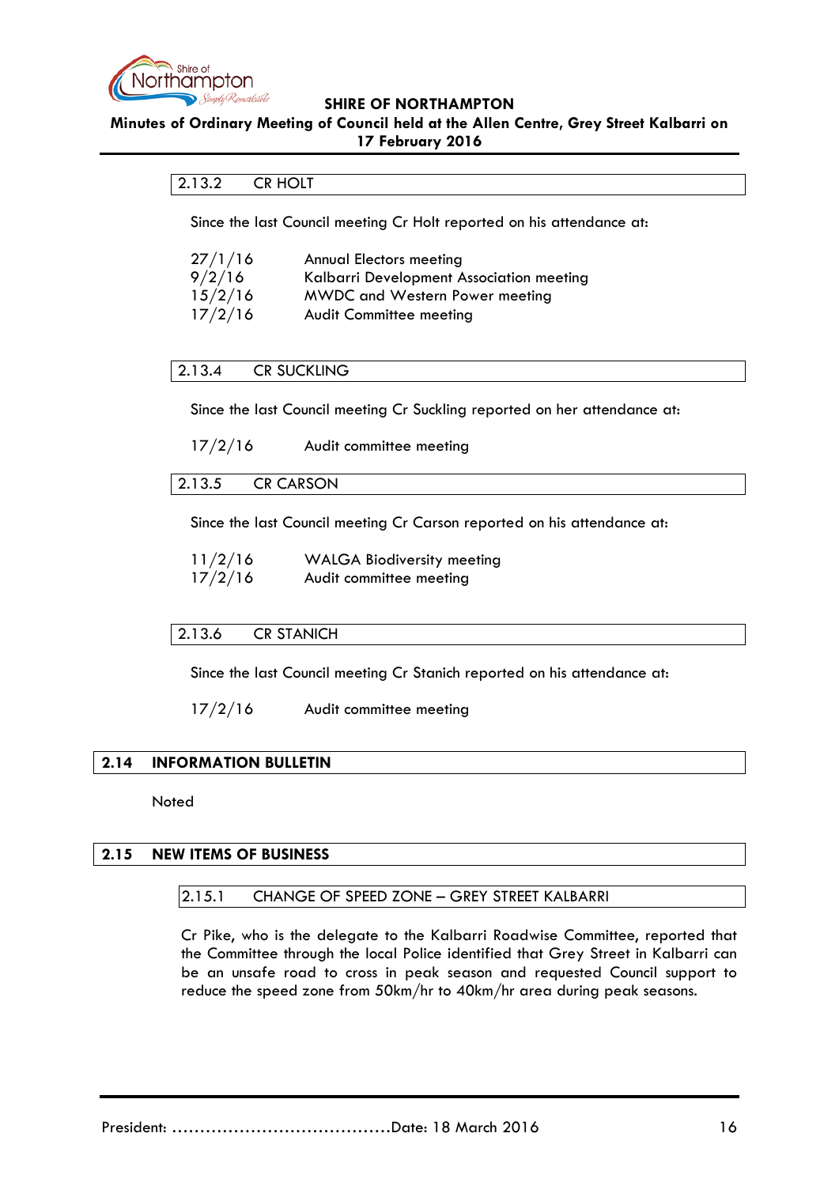### 2.13.2 CR HOLT

Since the last Council meeting Cr Holt reported on his attendance at:

| | |
|---|---|
| 27/1/16 | Annual Electors meeting |
| 9/2/16 | Kalbarri Development Association meeting |
| 15/2/16 | MWDC and Western Power meeting |
| 17/2/16 | Audit Committee meeting |

### 2.13.4 CR SUCKLING

Since the last Council meeting Cr Suckling reported on her attendance at:

| | |
|---|---|
| 17/2/16 | Audit committee meeting |

### 2.13.5 CR CARSON

Since the last Council meeting Cr Carson reported on his attendance at:

| | |
|---|---|
| 11/2/16 | WALGA Biodiversity meeting |
| 17/2/16 | Audit committee meeting |

### 2.13.6 CR STANICH

Since the last Council meeting Cr Stanich reported on his attendance at:

| | |
|---|---|
| 17/2/16 | Audit committee meeting |

## 2.14 INFORMATION BULLETIN

Noted

## 2.15 NEW ITEMS OF BUSINESS

### 2.15.1 CHANGE OF SPEED ZONE – GREY STREET KALBARRI

Cr Pike, who is the delegate to the Kalbarri Roadwise Committee, reported that the Committee through the local Police identified that Grey Street in Kalbarri can be an unsafe road to cross in peak season and requested Council support to reduce the speed zone from 50km/hr to 40km/hr area during peak seasons.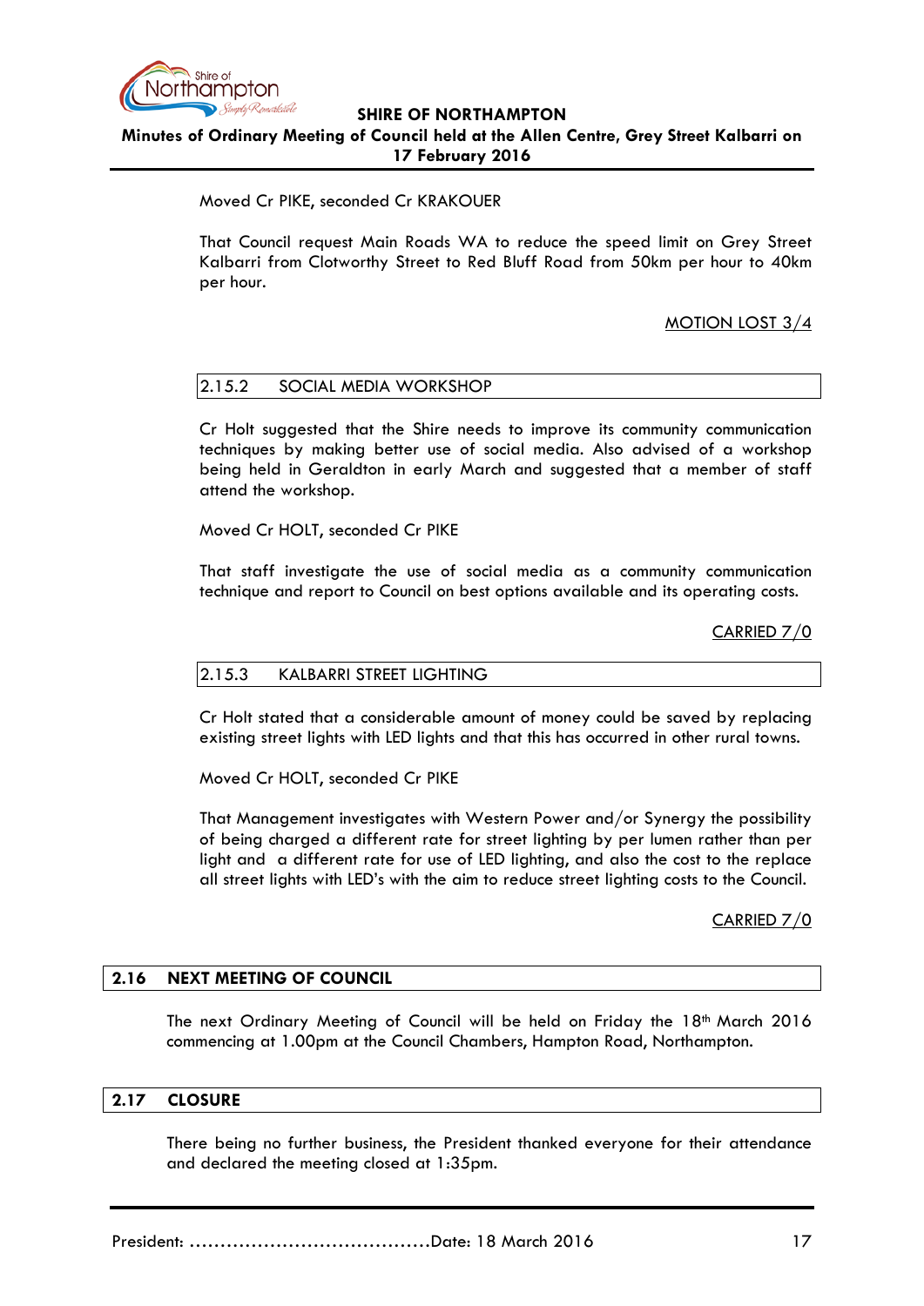Moved Cr PIKE, seconded Cr KRAKOUER

That Council request Main Roads WA to reduce the speed limit on Grey Street Kalbarri from Clotworthy Street to Red Bluff Road from 50km per hour to 40km per hour.

MOTION LOST 3/4

### 2.15.2 SOCIAL MEDIA WORKSHOP

Cr Holt suggested that the Shire needs to improve its community communication techniques by making better use of social media. Also advised of a workshop being held in Geraldton in early March and suggested that a member of staff attend the workshop.

Moved Cr HOLT, seconded Cr PIKE

That staff investigate the use of social media as a community communication technique and report to Council on best options available and its operating costs.

CARRIED 7/0

### 2.15.3 KALBARRI STREET LIGHTING

Cr Holt stated that a considerable amount of money could be saved by replacing existing street lights with LED lights and that this has occurred in other rural towns.

Moved Cr HOLT, seconded Cr PIKE

That Management investigates with Western Power and/or Synergy the possibility of being charged a different rate for street lighting by per lumen rather than per light and a different rate for use of LED lighting, and also the cost to the replace all street lights with LED's with the aim to reduce street lighting costs to the Council.

CARRIED 7/0

## 2.16 NEXT MEETING OF COUNCIL

The next Ordinary Meeting of Council will be held on Friday the 18th March 2016 commencing at 1.00pm at the Council Chambers, Hampton Road, Northampton.

## 2.17 CLOSURE

There being no further business, the President thanked everyone for their attendance and declared the meeting closed at 1:35pm.

President: ......................................Date: 18 March 2016